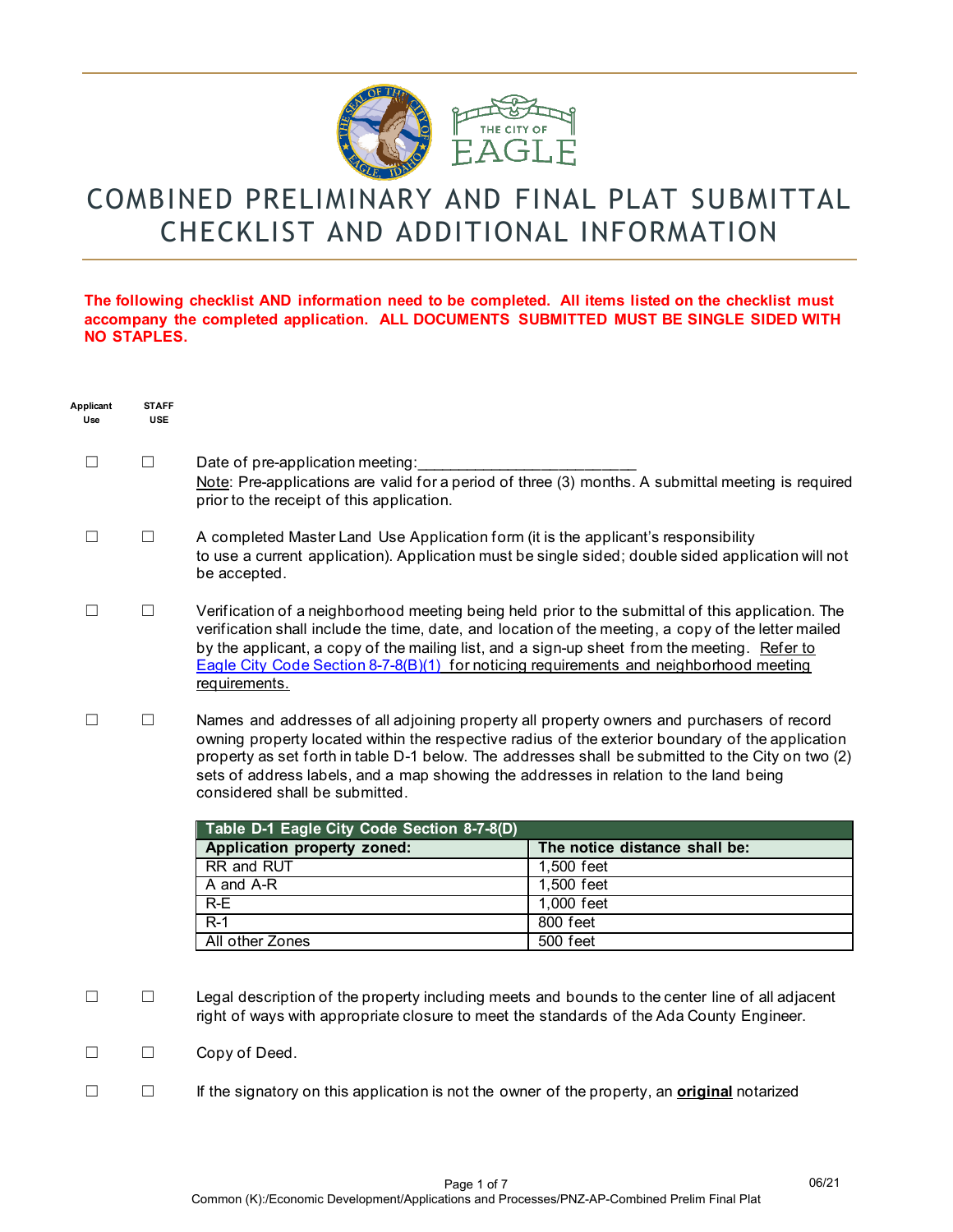# COMBINED PRELIMINARY AND FINAL PLAT SUBMITTAL CHECKLIST AND ADDITIONAL INFORMATION

**The following checklist AND information need to be completed. All items listed on the checklist must accompany the completed application. ALL DOCUMENTS SUBMITTED MUST BE SINGLE SIDED WITH NO STAPLES.**

| Applicant Use | STAFF USE | |
|---|---|---|
| ☐ | ☐ | Date of pre-application meeting:_________________________<br>Note: Pre-applications are valid for a period of three (3) months. A submittal meeting is required prior to the receipt of this application. |
| ☐ | ☐ | A completed Master Land Use Application form (it is the applicant's responsibility to use a current application). Application must be single sided; double sided application will not be accepted. |
| ☐ | ☐ | Verification of a neighborhood meeting being held prior to the submittal of this application. The verification shall include the time, date, and location of the meeting, a copy of the letter mailed by the applicant, a copy of the mailing list, and a sign-up sheet from the meeting. Refer to Eagle City Code Section 8-7-8(B)(1) for noticing requirements and neighborhood meeting requirements. |
| ☐ | ☐ | Names and addresses of all adjoining property all property owners and purchasers of record owning property located within the respective radius of the exterior boundary of the application property as set forth in table D-1 below. The addresses shall be submitted to the City on two (2) sets of address labels, and a map showing the addresses in relation to the land being considered shall be submitted. |

**Table D-1 Eagle City Code Section 8-7-8(D)**

| Application property zoned: | The notice distance shall be: |
|---|---|
| RR and RUT | 1,500 feet |
| A and A-R | 1,500 feet |
| R-E | 1,000 feet |
| R-1 | 800 feet |
| All other Zones | 500 feet |

| Applicant Use | STAFF USE | |
|---|---|---|
| ☐ | ☐ | Legal description of the property including meets and bounds to the center line of all adjacent right of ways with appropriate closure to meet the standards of the Ada County Engineer. |
| ☐ | ☐ | Copy of Deed. |
| ☐ | ☐ | If the signatory on this application is not the owner of the property, an **original** notarized |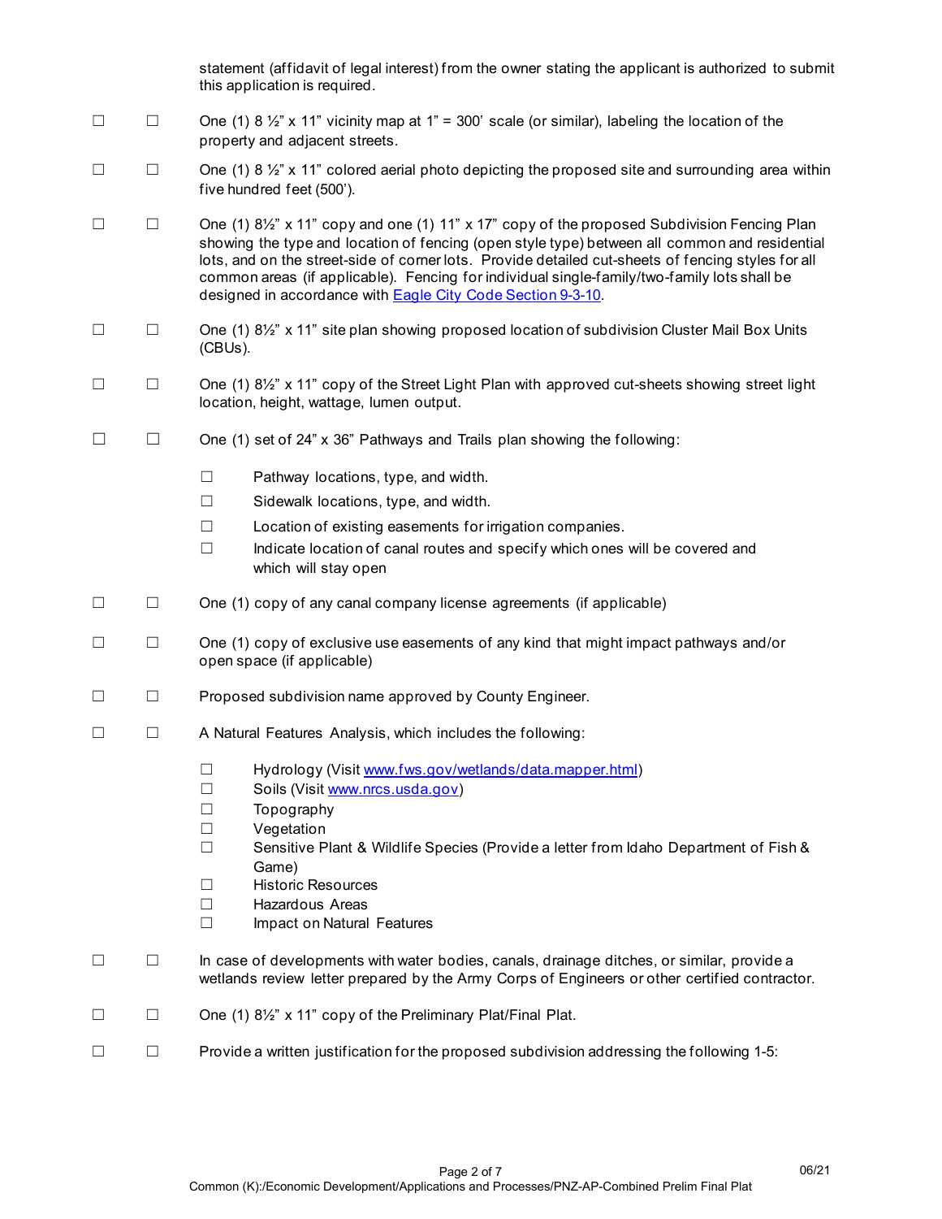statement (affidavit of legal interest) from the owner stating the applicant is authorized to submit this application is required.

☐ ☐ One (1) 8 ½" x 11" vicinity map at 1" = 300' scale (or similar), labeling the location of the property and adjacent streets.

☐ ☐ One (1) 8 ½" x 11" colored aerial photo depicting the proposed site and surrounding area within five hundred feet (500').

☐ ☐ One (1) 8½" x 11" copy and one (1) 11" x 17" copy of the proposed Subdivision Fencing Plan showing the type and location of fencing (open style type) between all common and residential lots, and on the street-side of corner lots. Provide detailed cut-sheets of fencing styles for all common areas (if applicable). Fencing for individual single-family/two-family lots shall be designed in accordance with [Eagle City Code Section 9-3-10](Eagle City Code Section 9-3-10).

☐ ☐ One (1) 8½" x 11" site plan showing proposed location of subdivision Cluster Mail Box Units (CBUs).

☐ ☐ One (1) 8½" x 11" copy of the Street Light Plan with approved cut-sheets showing street light location, height, wattage, lumen output.

☐ ☐ One (1) set of 24" x 36" Pathways and Trails plan showing the following:

- ☐ Pathway locations, type, and width.
- ☐ Sidewalk locations, type, and width.
- ☐ Location of existing easements for irrigation companies.
- ☐ Indicate location of canal routes and specify which ones will be covered and which will stay open

☐ ☐ One (1) copy of any canal company license agreements (if applicable)

☐ ☐ One (1) copy of exclusive use easements of any kind that might impact pathways and/or open space (if applicable)

☐ ☐ Proposed subdivision name approved by County Engineer.

☐ ☐ A Natural Features Analysis, which includes the following:

- ☐ Hydrology (Visit www.fws.gov/wetlands/data.mapper.html)
- ☐ Soils (Visit www.nrcs.usda.gov)
- ☐ Topography
- ☐ Vegetation
- ☐ Sensitive Plant & Wildlife Species (Provide a letter from Idaho Department of Fish & Game)
- ☐ Historic Resources
- ☐ Hazardous Areas
- ☐ Impact on Natural Features

☐ ☐ In case of developments with water bodies, canals, drainage ditches, or similar, provide a wetlands review letter prepared by the Army Corps of Engineers or other certified contractor.

☐ ☐ One (1) 8½" x 11" copy of the Preliminary Plat/Final Plat.

☐ ☐ Provide a written justification for the proposed subdivision addressing the following 1-5: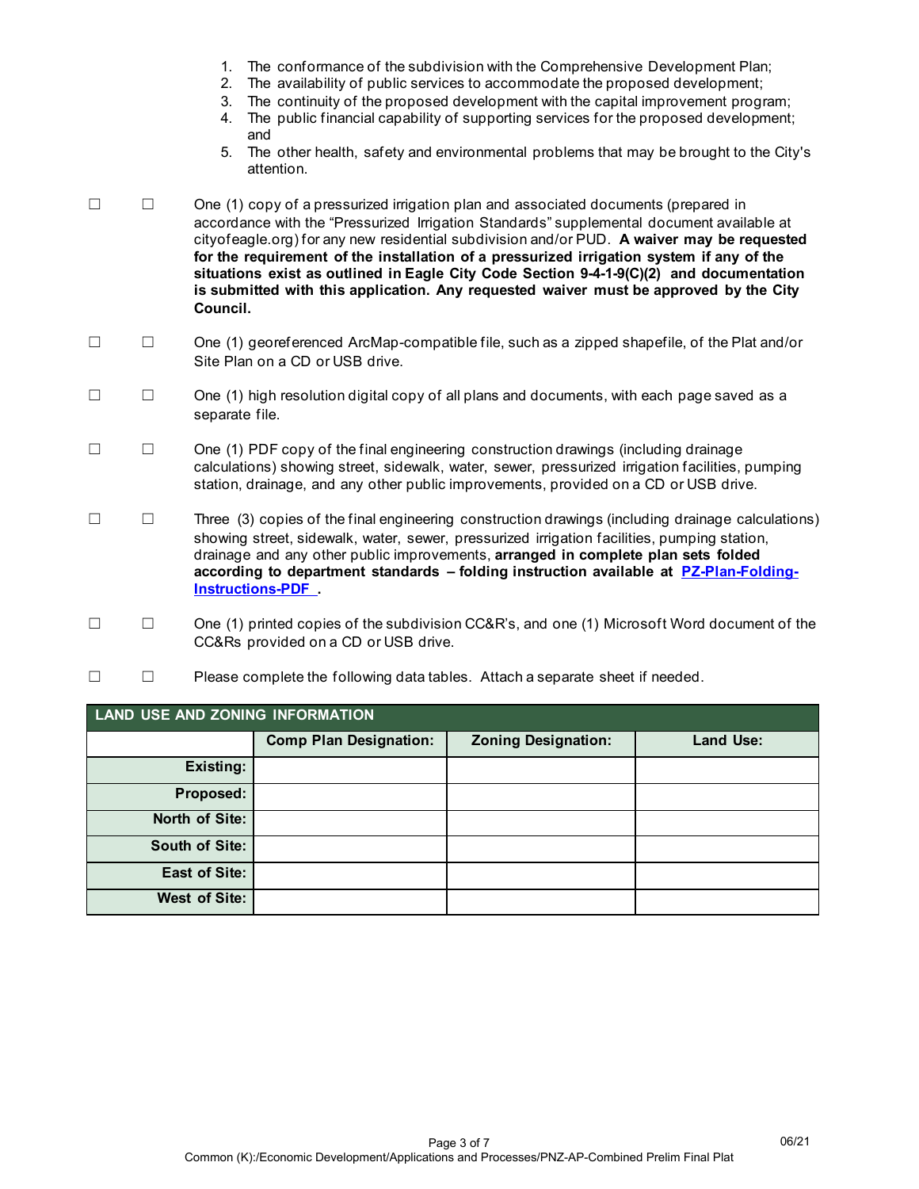1. The conformance of the subdivision with the Comprehensive Development Plan;
2. The availability of public services to accommodate the proposed development;
3. The continuity of the proposed development with the capital improvement program;
4. The public financial capability of supporting services for the proposed development; and
5. The other health, safety and environmental problems that may be brought to the City's attention.

☐ ☐ One (1) copy of a pressurized irrigation plan and associated documents (prepared in accordance with the "Pressurized Irrigation Standards" supplemental document available at cityofeagle.org) for any new residential subdivision and/or PUD. **A waiver may be requested for the requirement of the installation of a pressurized irrigation system if any of the situations exist as outlined in Eagle City Code Section 9-4-1-9(C)(2) and documentation is submitted with this application. Any requested waiver must be approved by the City Council.**

☐ ☐ One (1) georeferenced ArcMap-compatible file, such as a zipped shapefile, of the Plat and/or Site Plan on a CD or USB drive.

☐ ☐ One (1) high resolution digital copy of all plans and documents, with each page saved as a separate file.

☐ ☐ One (1) PDF copy of the final engineering construction drawings (including drainage calculations) showing street, sidewalk, water, sewer, pressurized irrigation facilities, pumping station, drainage, and any other public improvements, provided on a CD or USB drive.

☐ ☐ Three (3) copies of the final engineering construction drawings (including drainage calculations) showing street, sidewalk, water, sewer, pressurized irrigation facilities, pumping station, drainage and any other public improvements, **arranged in complete plan sets folded according to department standards – folding instruction available at PZ-Plan-Folding-Instructions-PDF .**

☐ ☐ One (1) printed copies of the subdivision CC&R's, and one (1) Microsoft Word document of the CC&Rs provided on a CD or USB drive.

☐ ☐ Please complete the following data tables. Attach a separate sheet if needed.

| LAND USE AND ZONING INFORMATION | | | |
|---|---|---|---|
| | **Comp Plan Designation:** | **Zoning Designation:** | **Land Use:** |
| **Existing:** | | | |
| **Proposed:** | | | |
| **North of Site:** | | | |
| **South of Site:** | | | |
| **East of Site:** | | | |
| **West of Site:** | | | |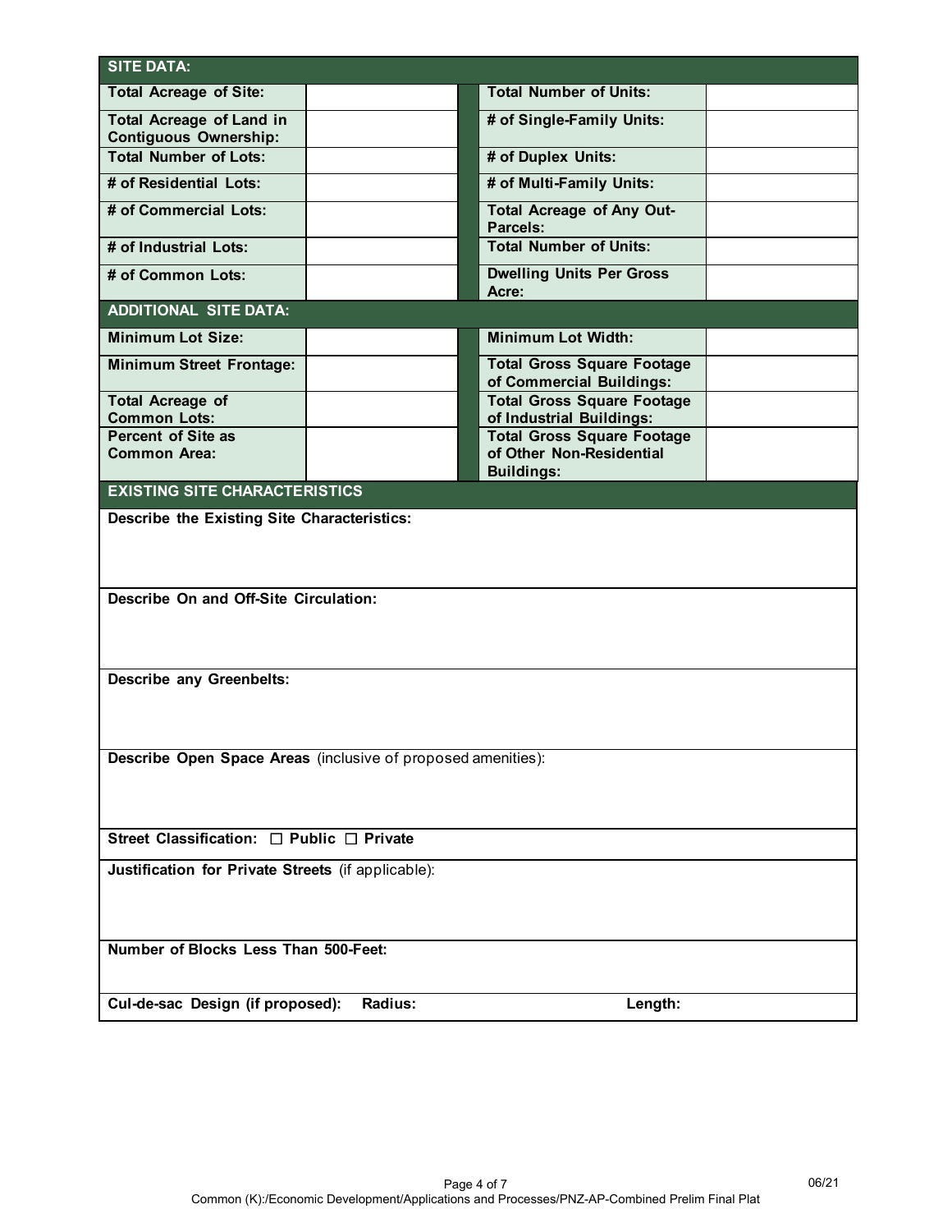## SITE DATA:

| | | | |
|---|---|---|---|
| **Total Acreage of Site:** | | **Total Number of Units:** | |
| **Total Acreage of Land in Contiguous Ownership:** | | **# of Single-Family Units:** | |
| **Total Number of Lots:** | | **# of Duplex Units:** | |
| **# of Residential Lots:** | | **# of Multi-Family Units:** | |
| **# of Commercial Lots:** | | **Total Acreage of Any Out-Parcels:** | |
| **# of Industrial Lots:** | | **Total Number of Units:** | |
| **# of Common Lots:** | | **Dwelling Units Per Gross Acre:** | |

## ADDITIONAL SITE DATA:

| | | | |
|---|---|---|---|
| **Minimum Lot Size:** | | **Minimum Lot Width:** | |
| **Minimum Street Frontage:** | | **Total Gross Square Footage of Commercial Buildings:** | |
| **Total Acreage of Common Lots:** | | **Total Gross Square Footage of Industrial Buildings:** | |
| **Percent of Site as Common Area:** | | **Total Gross Square Footage of Other Non-Residential Buildings:** | |

## EXISTING SITE CHARACTERISTICS

**Describe the Existing Site Characteristics:**

**Describe On and Off-Site Circulation:**

**Describe any Greenbelts:**

**Describe Open Space Areas** (inclusive of proposed amenities):

**Street Classification:** ☐ **Public** ☐ **Private**

**Justification for Private Streets** (if applicable):

**Number of Blocks Less Than 500-Feet:**

**Cul-de-sac Design (if proposed):** **Radius:** **Length:**

06/21

Common (K):/Economic Development/Applications and Processes/PNZ-AP-Combined Prelim Final Plat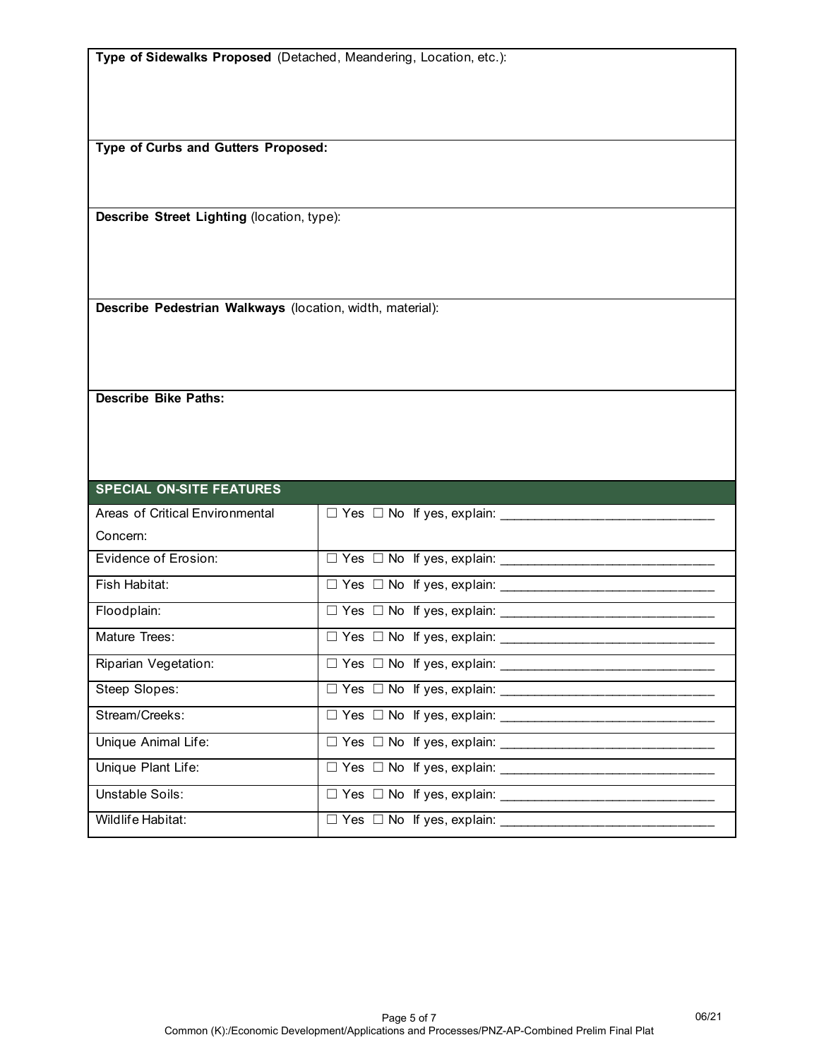**Type of Sidewalks Proposed** (Detached, Meandering, Location, etc.):

**Type of Curbs and Gutters Proposed:**

**Describe Street Lighting** (location, type):

**Describe Pedestrian Walkways** (location, width, material):

**Describe Bike Paths:**

## SPECIAL ON-SITE FEATURES

| | |
|---|---|
| Areas of Critical Environmental Concern: | ☐ Yes ☐ No If yes, explain: ____________________________ |
| Evidence of Erosion: | ☐ Yes ☐ No If yes, explain: ____________________________ |
| Fish Habitat: | ☐ Yes ☐ No If yes, explain: ____________________________ |
| Floodplain: | ☐ Yes ☐ No If yes, explain: ____________________________ |
| Mature Trees: | ☐ Yes ☐ No If yes, explain: ____________________________ |
| Riparian Vegetation: | ☐ Yes ☐ No If yes, explain: ____________________________ |
| Steep Slopes: | ☐ Yes ☐ No If yes, explain: ____________________________ |
| Stream/Creeks: | ☐ Yes ☐ No If yes, explain: ____________________________ |
| Unique Animal Life: | ☐ Yes ☐ No If yes, explain: ____________________________ |
| Unique Plant Life: | ☐ Yes ☐ No If yes, explain: ____________________________ |
| Unstable Soils: | ☐ Yes ☐ No If yes, explain: ____________________________ |
| Wildlife Habitat: | ☐ Yes ☐ No If yes, explain: ____________________________ |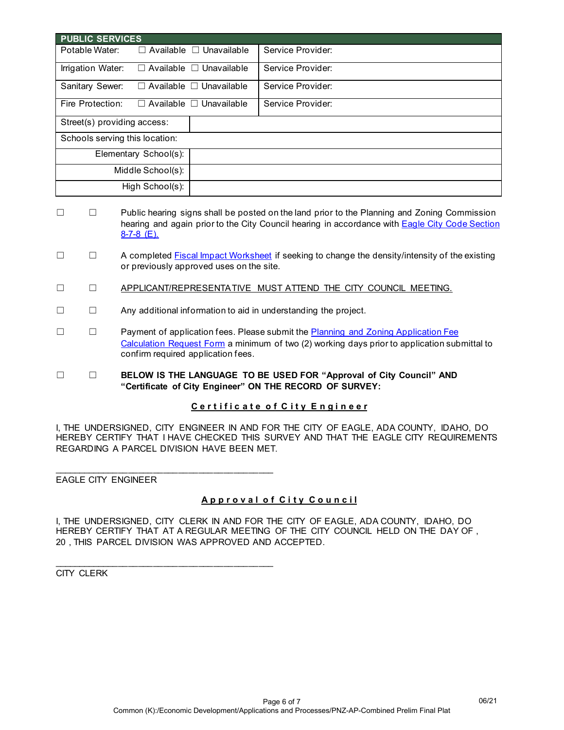| PUBLIC SERVICES | | | |
|---|---|---|---|
| Potable Water: | ☐ Available ☐ Unavailable | Service Provider: | |
| Irrigation Water: | ☐ Available ☐ Unavailable | Service Provider: | |
| Sanitary Sewer: | ☐ Available ☐ Unavailable | Service Provider: | |
| Fire Protection: | ☐ Available ☐ Unavailable | Service Provider: | |
| Street(s) providing access: | | | |
| Schools serving this location: | | | |
| Elementary School(s): | | | |
| Middle School(s): | | | |
| High School(s): | | | |

☐ ☐ Public hearing signs shall be posted on the land prior to the Planning and Zoning Commission hearing and again prior to the City Council hearing in accordance with [Eagle City Code Section 8-7-8 (E).]

☐ ☐ A completed [Fiscal Impact Worksheet] if seeking to change the density/intensity of the existing or previously approved uses on the site.

☐ ☐ APPLICANT/REPRESENTATIVE MUST ATTEND THE CITY COUNCIL MEETING.

☐ ☐ Any additional information to aid in understanding the project.

☐ ☐ Payment of application fees. Please submit the [Planning and Zoning Application Fee Calculation Request Form] a minimum of two (2) working days prior to application submittal to confirm required application fees.

☐ ☐ **BELOW IS THE LANGUAGE TO BE USED FOR "Approval of City Council" AND "Certificate of City Engineer" ON THE RECORD OF SURVEY:**

**Certificate of City Engineer**

I, THE UNDERSIGNED, CITY ENGINEER IN AND FOR THE CITY OF EAGLE, ADA COUNTY, IDAHO, DO HEREBY CERTIFY THAT I HAVE CHECKED THIS SURVEY AND THAT THE EAGLE CITY REQUIREMENTS REGARDING A PARCEL DIVISION HAVE BEEN MET.

______________________________________________

EAGLE CITY ENGINEER

**Approval of City Council**

I, THE UNDERSIGNED, CITY CLERK IN AND FOR THE CITY OF EAGLE, ADA COUNTY, IDAHO, DO HEREBY CERTIFY THAT AT A REGULAR MEETING OF THE CITY COUNCIL HELD ON THE DAY OF , 20 , THIS PARCEL DIVISION WAS APPROVED AND ACCEPTED.

______________________________________________

CITY CLERK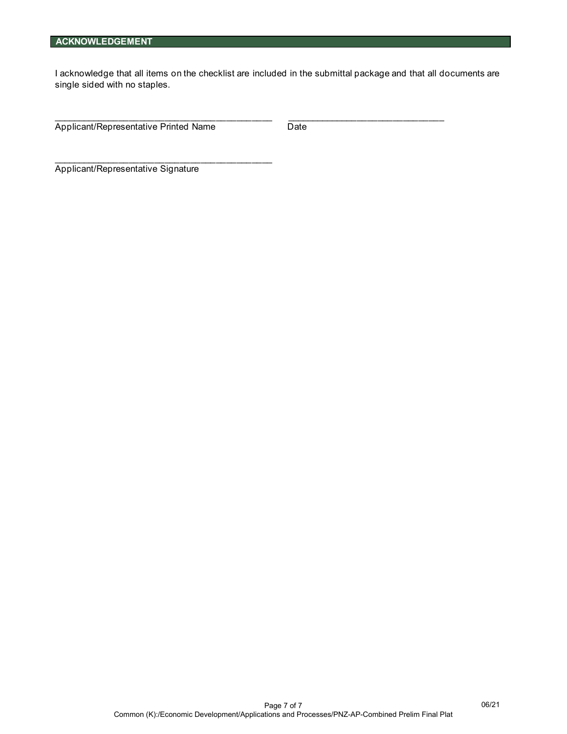## ACKNOWLEDGEMENT

I acknowledge that all items on the checklist are included in the submittal package and that all documents are single sided with no staples.

_____________________________________________ _______________________________
Applicant/Representative Printed Name Date

_____________________________________________
Applicant/Representative Signature